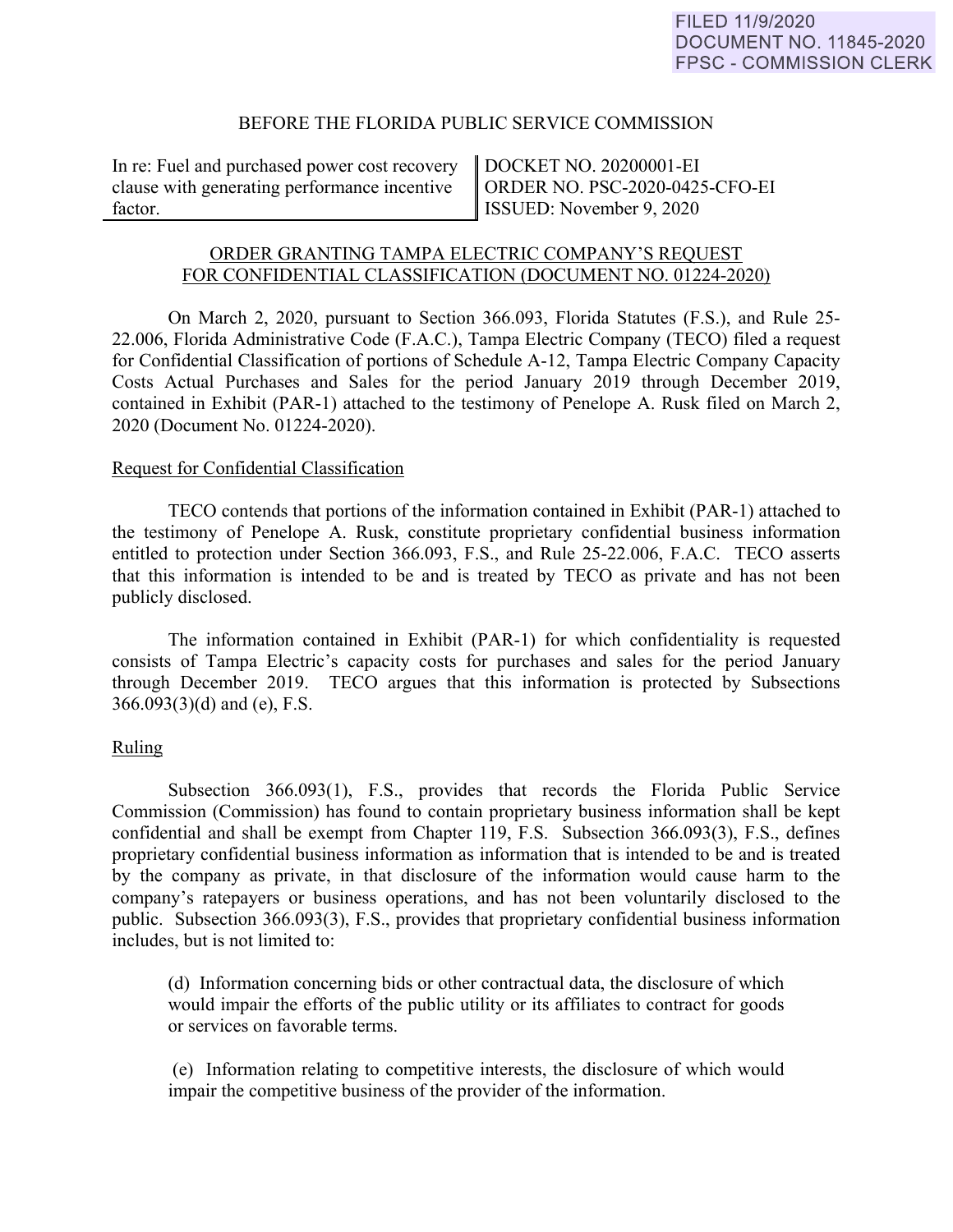FILED 11/9/2020
DOCUMENT NO. 11845-2020
FPSC - COMMISSION CLERK

BEFORE THE FLORIDA PUBLIC SERVICE COMMISSION

| In re: Fuel and purchased power cost recovery clause with generating performance incentive factor. | DOCKET NO. 20200001-EI<br>ORDER NO. PSC-2020-0425-CFO-EI<br>ISSUED: November 9, 2020 |
|---|---|

ORDER GRANTING TAMPA ELECTRIC COMPANY'S REQUEST FOR CONFIDENTIAL CLASSIFICATION (DOCUMENT NO. 01224-2020)

On March 2, 2020, pursuant to Section 366.093, Florida Statutes (F.S.), and Rule 25-22.006, Florida Administrative Code (F.A.C.), Tampa Electric Company (TECO) filed a request for Confidential Classification of portions of Schedule A-12, Tampa Electric Company Capacity Costs Actual Purchases and Sales for the period January 2019 through December 2019, contained in Exhibit (PAR-1) attached to the testimony of Penelope A. Rusk filed on March 2, 2020 (Document No. 01224-2020).

## Request for Confidential Classification

TECO contends that portions of the information contained in Exhibit (PAR-1) attached to the testimony of Penelope A. Rusk, constitute proprietary confidential business information entitled to protection under Section 366.093, F.S., and Rule 25-22.006, F.A.C. TECO asserts that this information is intended to be and is treated by TECO as private and has not been publicly disclosed.

The information contained in Exhibit (PAR-1) for which confidentiality is requested consists of Tampa Electric's capacity costs for purchases and sales for the period January through December 2019. TECO argues that this information is protected by Subsections 366.093(3)(d) and (e), F.S.

## Ruling

Subsection 366.093(1), F.S., provides that records the Florida Public Service Commission (Commission) has found to contain proprietary business information shall be kept confidential and shall be exempt from Chapter 119, F.S. Subsection 366.093(3), F.S., defines proprietary confidential business information as information that is intended to be and is treated by the company as private, in that disclosure of the information would cause harm to the company's ratepayers or business operations, and has not been voluntarily disclosed to the public. Subsection 366.093(3), F.S., provides that proprietary confidential business information includes, but is not limited to:

> (d) Information concerning bids or other contractual data, the disclosure of which would impair the efforts of the public utility or its affiliates to contract for goods or services on favorable terms.
>
> (e) Information relating to competitive interests, the disclosure of which would impair the competitive business of the provider of the information.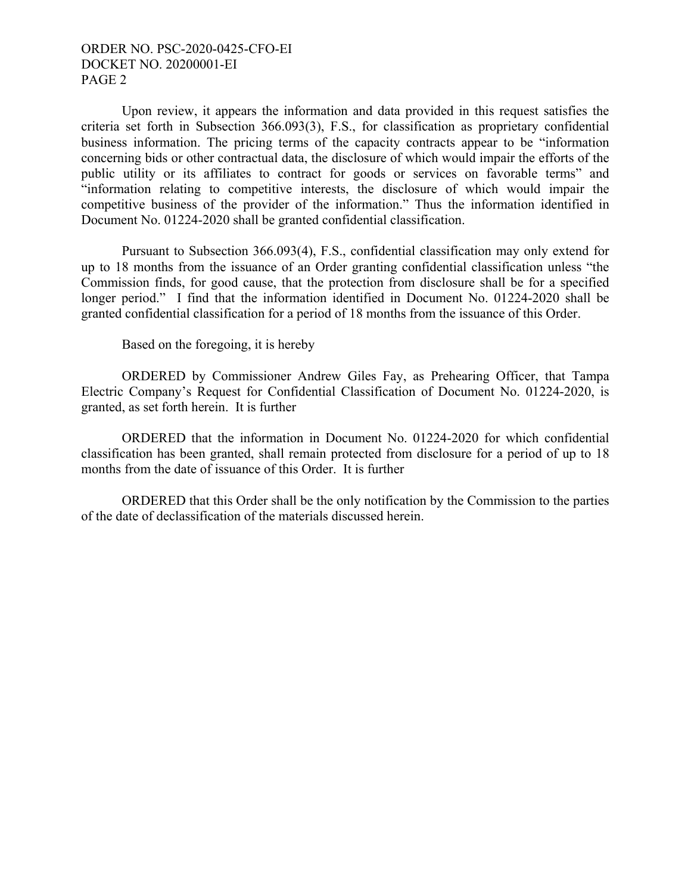Upon review, it appears the information and data provided in this request satisfies the criteria set forth in Subsection 366.093(3), F.S., for classification as proprietary confidential business information. The pricing terms of the capacity contracts appear to be "information concerning bids or other contractual data, the disclosure of which would impair the efforts of the public utility or its affiliates to contract for goods or services on favorable terms" and "information relating to competitive interests, the disclosure of which would impair the competitive business of the provider of the information." Thus the information identified in Document No. 01224-2020 shall be granted confidential classification.

Pursuant to Subsection 366.093(4), F.S., confidential classification may only extend for up to 18 months from the issuance of an Order granting confidential classification unless "the Commission finds, for good cause, that the protection from disclosure shall be for a specified longer period." I find that the information identified in Document No. 01224-2020 shall be granted confidential classification for a period of 18 months from the issuance of this Order.

Based on the foregoing, it is hereby

ORDERED by Commissioner Andrew Giles Fay, as Prehearing Officer, that Tampa Electric Company's Request for Confidential Classification of Document No. 01224-2020, is granted, as set forth herein. It is further

ORDERED that the information in Document No. 01224-2020 for which confidential classification has been granted, shall remain protected from disclosure for a period of up to 18 months from the date of issuance of this Order. It is further

ORDERED that this Order shall be the only notification by the Commission to the parties of the date of declassification of the materials discussed herein.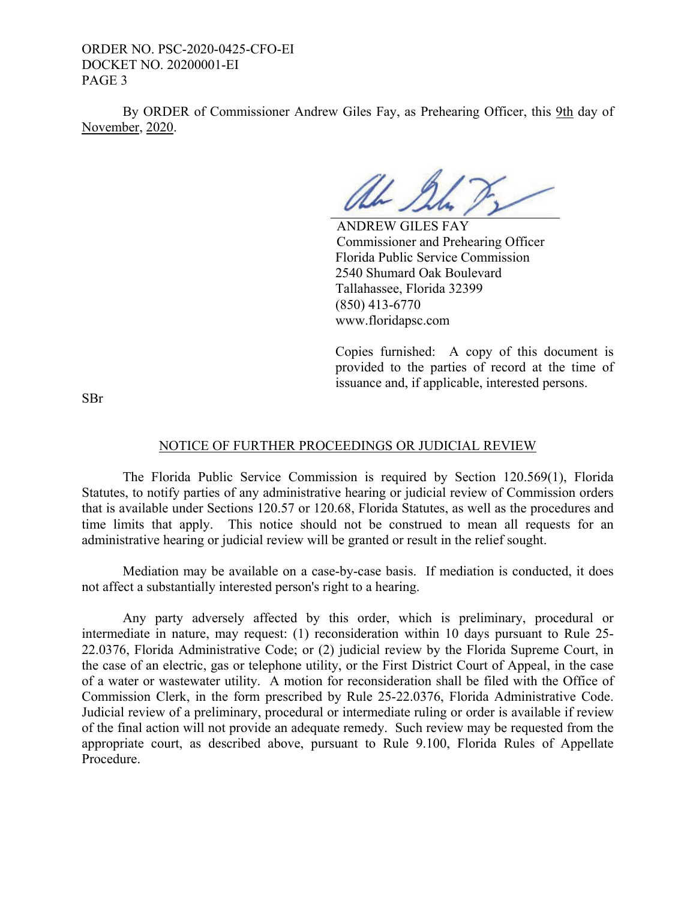By ORDER of Commissioner Andrew Giles Fay, as Prehearing Officer, this 9th day of November, 2020.

ANDREW GILES FAY
Commissioner and Prehearing Officer
Florida Public Service Commission
2540 Shumard Oak Boulevard
Tallahassee, Florida 32399
(850) 413-6770
www.floridapsc.com

Copies furnished: A copy of this document is provided to the parties of record at the time of issuance and, if applicable, interested persons.

SBr

NOTICE OF FURTHER PROCEEDINGS OR JUDICIAL REVIEW

The Florida Public Service Commission is required by Section 120.569(1), Florida Statutes, to notify parties of any administrative hearing or judicial review of Commission orders that is available under Sections 120.57 or 120.68, Florida Statutes, as well as the procedures and time limits that apply. This notice should not be construed to mean all requests for an administrative hearing or judicial review will be granted or result in the relief sought.

Mediation may be available on a case-by-case basis. If mediation is conducted, it does not affect a substantially interested person's right to a hearing.

Any party adversely affected by this order, which is preliminary, procedural or intermediate in nature, may request: (1) reconsideration within 10 days pursuant to Rule 25-22.0376, Florida Administrative Code; or (2) judicial review by the Florida Supreme Court, in the case of an electric, gas or telephone utility, or the First District Court of Appeal, in the case of a water or wastewater utility. A motion for reconsideration shall be filed with the Office of Commission Clerk, in the form prescribed by Rule 25-22.0376, Florida Administrative Code. Judicial review of a preliminary, procedural or intermediate ruling or order is available if review of the final action will not provide an adequate remedy. Such review may be requested from the appropriate court, as described above, pursuant to Rule 9.100, Florida Rules of Appellate Procedure.